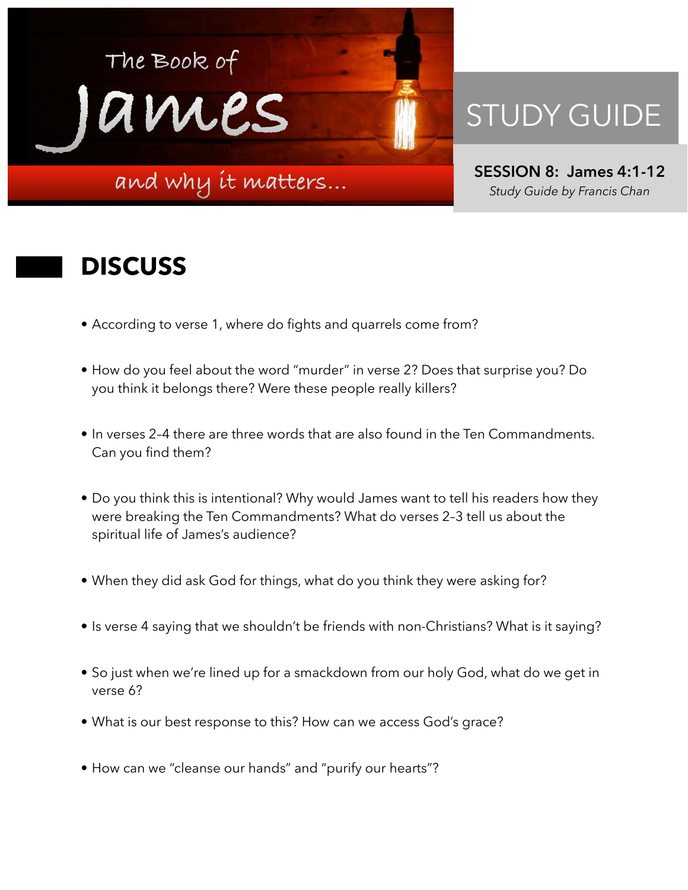# The Book of James

and why it matters...

## STUDY GUIDE

**SESSION 8: James 4:1-12**

*Study Guide by Francis Chan*

## DISCUSS

- According to verse 1, where do fights and quarrels come from?
- How do you feel about the word "murder" in verse 2? Does that surprise you? Do you think it belongs there? Were these people really killers?
- In verses 2–4 there are three words that are also found in the Ten Commandments. Can you find them?
- Do you think this is intentional? Why would James want to tell his readers how they were breaking the Ten Commandments? What do verses 2–3 tell us about the spiritual life of James's audience?
- When they did ask God for things, what do you think they were asking for?
- Is verse 4 saying that we shouldn't be friends with non-Christians? What is it saying?
- So just when we're lined up for a smackdown from our holy God, what do we get in verse 6?
- What is our best response to this? How can we access God's grace?
- How can we "cleanse our hands" and "purify our hearts"?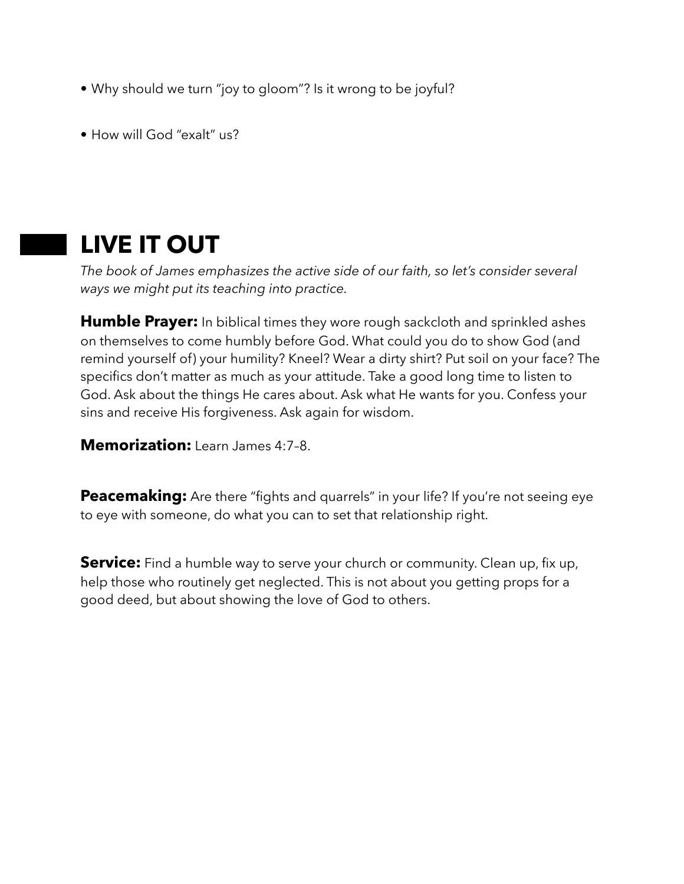- Why should we turn "joy to gloom"? Is it wrong to be joyful?

- How will God "exalt" us?

## LIVE IT OUT

*The book of James emphasizes the active side of our faith, so let's consider several ways we might put its teaching into practice.*

**Humble Prayer:** In biblical times they wore rough sackcloth and sprinkled ashes on themselves to come humbly before God. What could you do to show God (and remind yourself of) your humility? Kneel? Wear a dirty shirt? Put soil on your face? The specifics don't matter as much as your attitude. Take a good long time to listen to God. Ask about the things He cares about. Ask what He wants for you. Confess your sins and receive His forgiveness. Ask again for wisdom.

**Memorization:** Learn James 4:7–8.

**Peacemaking:** Are there "fights and quarrels" in your life? If you're not seeing eye to eye with someone, do what you can to set that relationship right.

**Service:** Find a humble way to serve your church or community. Clean up, fix up, help those who routinely get neglected. This is not about you getting props for a good deed, but about showing the love of God to others.